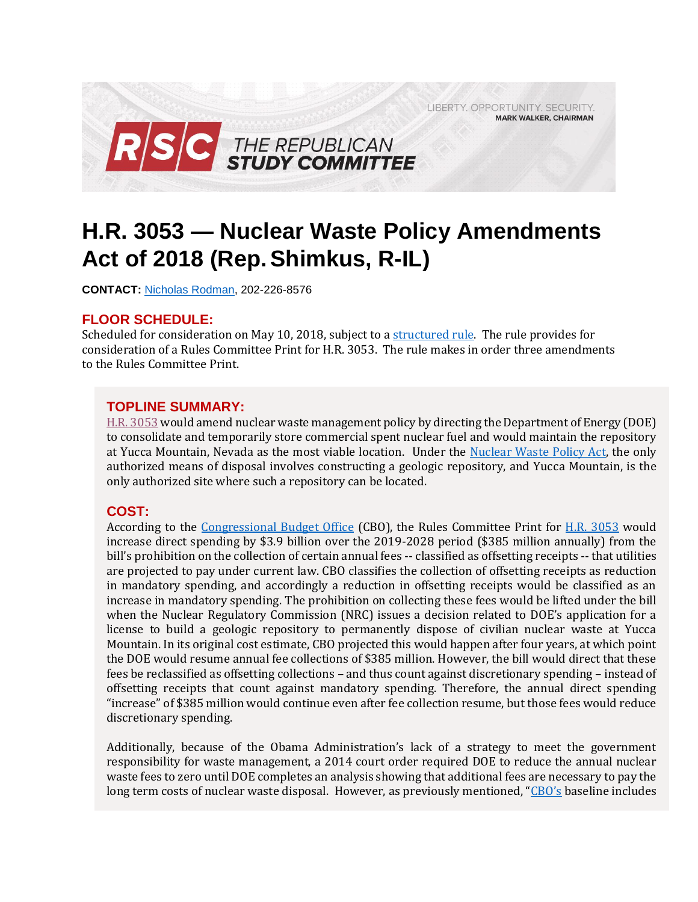LIBERTY. OPPORTUNITY. SECURITY.
MARK WALKER, CHAIRMAN

RSC THE REPUBLICAN STUDY COMMITTEE

# H.R. 3053 — Nuclear Waste Policy Amendments Act of 2018 (Rep. Shimkus, R-IL)

**CONTACT:** Nicholas Rodman, 202-226-8576

## FLOOR SCHEDULE:

Scheduled for consideration on May 10, 2018, subject to a structured rule. The rule provides for consideration of a Rules Committee Print for H.R. 3053. The rule makes in order three amendments to the Rules Committee Print.

## TOPLINE SUMMARY:

H.R. 3053 would amend nuclear waste management policy by directing the Department of Energy (DOE) to consolidate and temporarily store commercial spent nuclear fuel and would maintain the repository at Yucca Mountain, Nevada as the most viable location. Under the Nuclear Waste Policy Act, the only authorized means of disposal involves constructing a geologic repository, and Yucca Mountain, is the only authorized site where such a repository can be located.

## COST:

According to the Congressional Budget Office (CBO), the Rules Committee Print for H.R. 3053 would increase direct spending by $3.9 billion over the 2019-2028 period ($385 million annually) from the bill's prohibition on the collection of certain annual fees -- classified as offsetting receipts -- that utilities are projected to pay under current law. CBO classifies the collection of offsetting receipts as reduction in mandatory spending, and accordingly a reduction in offsetting receipts would be classified as an increase in mandatory spending. The prohibition on collecting these fees would be lifted under the bill when the Nuclear Regulatory Commission (NRC) issues a decision related to DOE's application for a license to build a geologic repository to permanently dispose of civilian nuclear waste at Yucca Mountain. In its original cost estimate, CBO projected this would happen after four years, at which point the DOE would resume annual fee collections of $385 million. However, the bill would direct that these fees be reclassified as offsetting collections – and thus count against discretionary spending – instead of offsetting receipts that count against mandatory spending. Therefore, the annual direct spending "increase" of $385 million would continue even after fee collection resume, but those fees would reduce discretionary spending.

Additionally, because of the Obama Administration's lack of a strategy to meet the government responsibility for waste management, a 2014 court order required DOE to reduce the annual nuclear waste fees to zero until DOE completes an analysis showing that additional fees are necessary to pay the long term costs of nuclear waste disposal. However, as previously mentioned, "CBO's baseline includes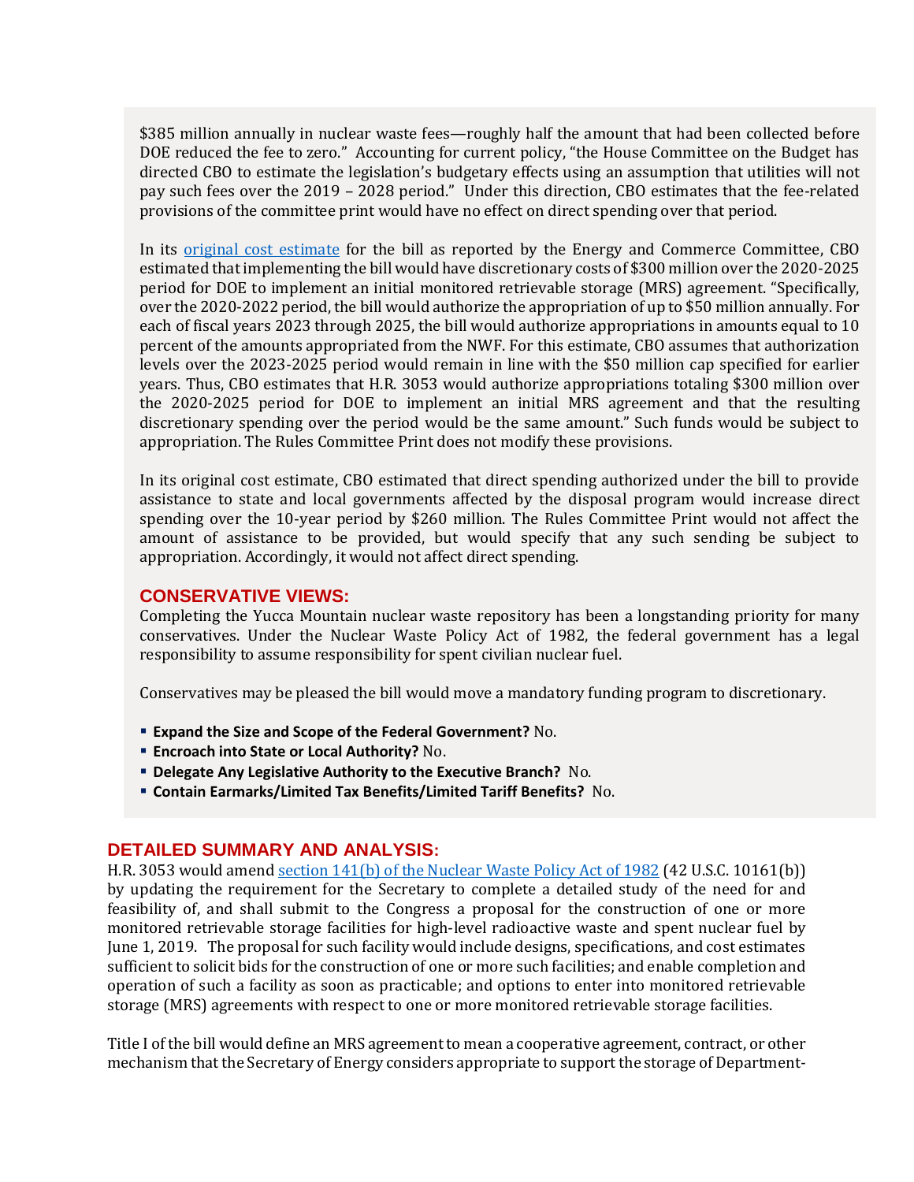$385 million annually in nuclear waste fees—roughly half the amount that had been collected before DOE reduced the fee to zero." Accounting for current policy, "the House Committee on the Budget has directed CBO to estimate the legislation's budgetary effects using an assumption that utilities will not pay such fees over the 2019 – 2028 period." Under this direction, CBO estimates that the fee-related provisions of the committee print would have no effect on direct spending over that period.

In its original cost estimate for the bill as reported by the Energy and Commerce Committee, CBO estimated that implementing the bill would have discretionary costs of $300 million over the 2020-2025 period for DOE to implement an initial monitored retrievable storage (MRS) agreement. "Specifically, over the 2020-2022 period, the bill would authorize the appropriation of up to $50 million annually. For each of fiscal years 2023 through 2025, the bill would authorize appropriations in amounts equal to 10 percent of the amounts appropriated from the NWF. For this estimate, CBO assumes that authorization levels over the 2023-2025 period would remain in line with the $50 million cap specified for earlier years. Thus, CBO estimates that H.R. 3053 would authorize appropriations totaling $300 million over the 2020-2025 period for DOE to implement an initial MRS agreement and that the resulting discretionary spending over the period would be the same amount." Such funds would be subject to appropriation. The Rules Committee Print does not modify these provisions.

In its original cost estimate, CBO estimated that direct spending authorized under the bill to provide assistance to state and local governments affected by the disposal program would increase direct spending over the 10-year period by $260 million. The Rules Committee Print would not affect the amount of assistance to be provided, but would specify that any such sending be subject to appropriation. Accordingly, it would not affect direct spending.

## CONSERVATIVE VIEWS:

Completing the Yucca Mountain nuclear waste repository has been a longstanding priority for many conservatives. Under the Nuclear Waste Policy Act of 1982, the federal government has a legal responsibility to assume responsibility for spent civilian nuclear fuel.

Conservatives may be pleased the bill would move a mandatory funding program to discretionary.

- **Expand the Size and Scope of the Federal Government?** No.
- **Encroach into State or Local Authority?** No.
- **Delegate Any Legislative Authority to the Executive Branch?** No.
- **Contain Earmarks/Limited Tax Benefits/Limited Tariff Benefits?** No.

## DETAILED SUMMARY AND ANALYSIS:

H.R. 3053 would amend section 141(b) of the Nuclear Waste Policy Act of 1982 (42 U.S.C. 10161(b)) by updating the requirement for the Secretary to complete a detailed study of the need for and feasibility of, and shall submit to the Congress a proposal for the construction of one or more monitored retrievable storage facilities for high-level radioactive waste and spent nuclear fuel by June 1, 2019. The proposal for such facility would include designs, specifications, and cost estimates sufficient to solicit bids for the construction of one or more such facilities; and enable completion and operation of such a facility as soon as practicable; and options to enter into monitored retrievable storage (MRS) agreements with respect to one or more monitored retrievable storage facilities.

Title I of the bill would define an MRS agreement to mean a cooperative agreement, contract, or other mechanism that the Secretary of Energy considers appropriate to support the storage of Department-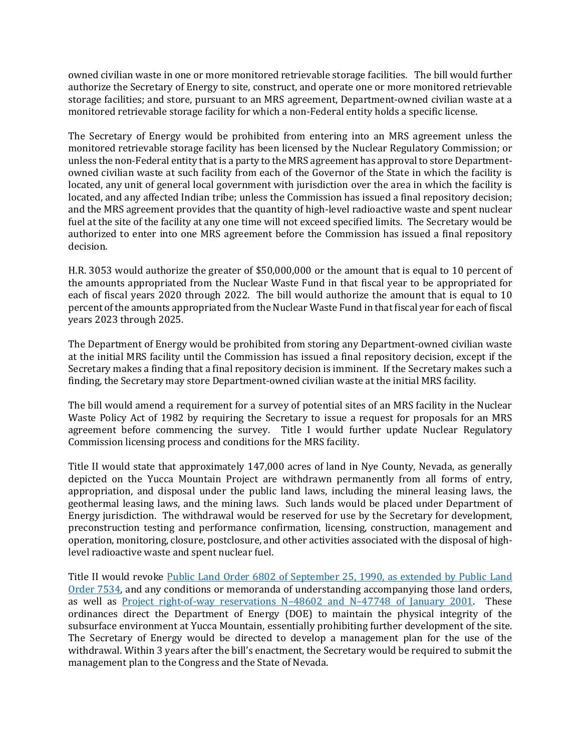owned civilian waste in one or more monitored retrievable storage facilities. The bill would further authorize the Secretary of Energy to site, construct, and operate one or more monitored retrievable storage facilities; and store, pursuant to an MRS agreement, Department-owned civilian waste at a monitored retrievable storage facility for which a non-Federal entity holds a specific license.

The Secretary of Energy would be prohibited from entering into an MRS agreement unless the monitored retrievable storage facility has been licensed by the Nuclear Regulatory Commission; or unless the non-Federal entity that is a party to the MRS agreement has approval to store Department-owned civilian waste at such facility from each of the Governor of the State in which the facility is located, any unit of general local government with jurisdiction over the area in which the facility is located, and any affected Indian tribe; unless the Commission has issued a final repository decision; and the MRS agreement provides that the quantity of high-level radioactive waste and spent nuclear fuel at the site of the facility at any one time will not exceed specified limits. The Secretary would be authorized to enter into one MRS agreement before the Commission has issued a final repository decision.

H.R. 3053 would authorize the greater of $50,000,000 or the amount that is equal to 10 percent of the amounts appropriated from the Nuclear Waste Fund in that fiscal year to be appropriated for each of fiscal years 2020 through 2022. The bill would authorize the amount that is equal to 10 percent of the amounts appropriated from the Nuclear Waste Fund in that fiscal year for each of fiscal years 2023 through 2025.

The Department of Energy would be prohibited from storing any Department-owned civilian waste at the initial MRS facility until the Commission has issued a final repository decision, except if the Secretary makes a finding that a final repository decision is imminent. If the Secretary makes such a finding, the Secretary may store Department-owned civilian waste at the initial MRS facility.

The bill would amend a requirement for a survey of potential sites of an MRS facility in the Nuclear Waste Policy Act of 1982 by requiring the Secretary to issue a request for proposals for an MRS agreement before commencing the survey. Title I would further update Nuclear Regulatory Commission licensing process and conditions for the MRS facility.

Title II would state that approximately 147,000 acres of land in Nye County, Nevada, as generally depicted on the Yucca Mountain Project are withdrawn permanently from all forms of entry, appropriation, and disposal under the public land laws, including the mineral leasing laws, the geothermal leasing laws, and the mining laws. Such lands would be placed under Department of Energy jurisdiction. The withdrawal would be reserved for use by the Secretary for development, preconstruction testing and performance confirmation, licensing, construction, management and operation, monitoring, closure, postclosure, and other activities associated with the disposal of high-level radioactive waste and spent nuclear fuel.

Title II would revoke Public Land Order 6802 of September 25, 1990, as extended by Public Land Order 7534, and any conditions or memoranda of understanding accompanying those land orders, as well as Project right-of-way reservations N–48602 and N–47748 of January 2001. These ordinances direct the Department of Energy (DOE) to maintain the physical integrity of the subsurface environment at Yucca Mountain, essentially prohibiting further development of the site. The Secretary of Energy would be directed to develop a management plan for the use of the withdrawal. Within 3 years after the bill's enactment, the Secretary would be required to submit the management plan to the Congress and the State of Nevada.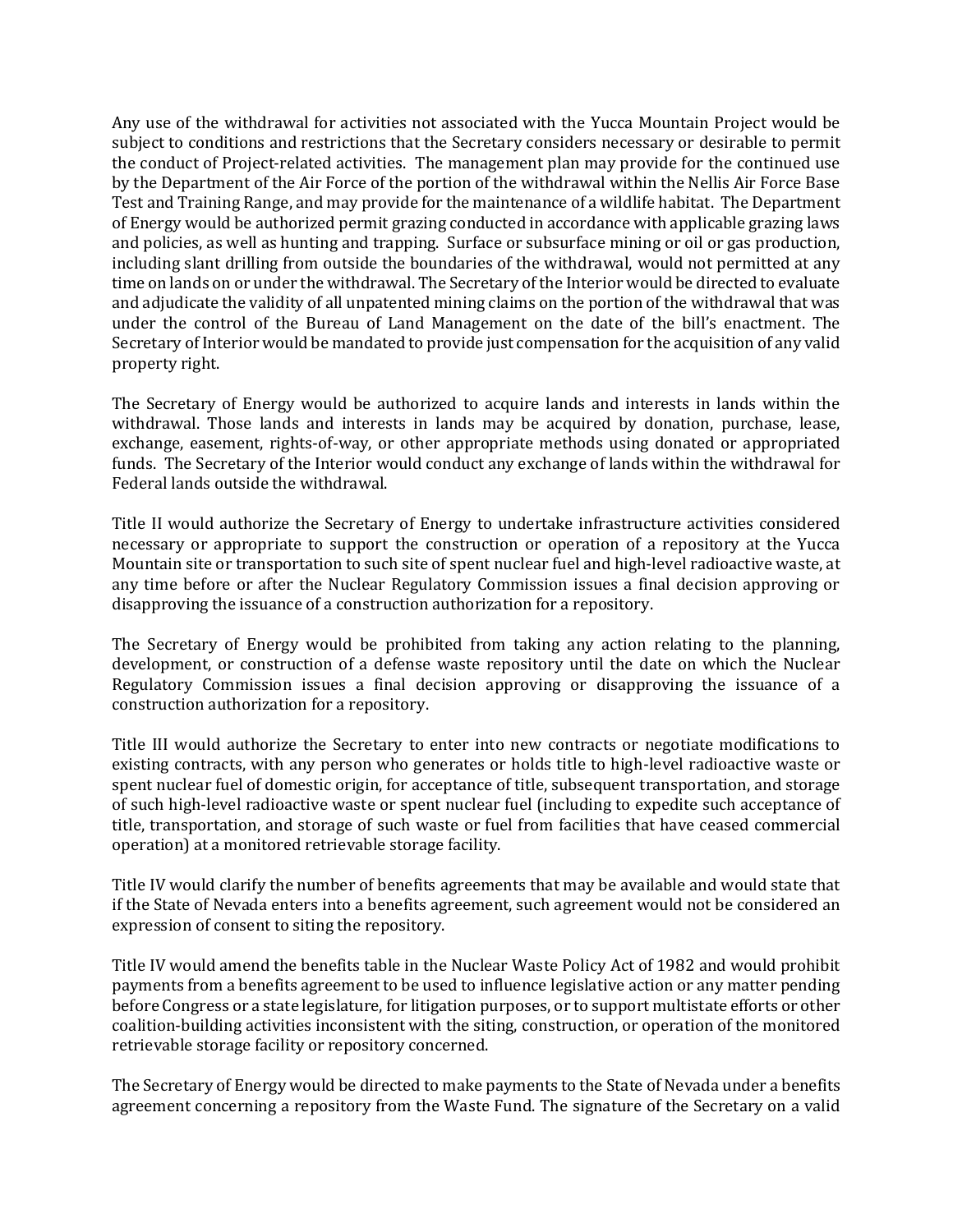Any use of the withdrawal for activities not associated with the Yucca Mountain Project would be subject to conditions and restrictions that the Secretary considers necessary or desirable to permit the conduct of Project-related activities. The management plan may provide for the continued use by the Department of the Air Force of the portion of the withdrawal within the Nellis Air Force Base Test and Training Range, and may provide for the maintenance of a wildlife habitat. The Department of Energy would be authorized permit grazing conducted in accordance with applicable grazing laws and policies, as well as hunting and trapping. Surface or subsurface mining or oil or gas production, including slant drilling from outside the boundaries of the withdrawal, would not permitted at any time on lands on or under the withdrawal. The Secretary of the Interior would be directed to evaluate and adjudicate the validity of all unpatented mining claims on the portion of the withdrawal that was under the control of the Bureau of Land Management on the date of the bill's enactment. The Secretary of Interior would be mandated to provide just compensation for the acquisition of any valid property right.

The Secretary of Energy would be authorized to acquire lands and interests in lands within the withdrawal. Those lands and interests in lands may be acquired by donation, purchase, lease, exchange, easement, rights-of-way, or other appropriate methods using donated or appropriated funds. The Secretary of the Interior would conduct any exchange of lands within the withdrawal for Federal lands outside the withdrawal.

Title II would authorize the Secretary of Energy to undertake infrastructure activities considered necessary or appropriate to support the construction or operation of a repository at the Yucca Mountain site or transportation to such site of spent nuclear fuel and high-level radioactive waste, at any time before or after the Nuclear Regulatory Commission issues a final decision approving or disapproving the issuance of a construction authorization for a repository.

The Secretary of Energy would be prohibited from taking any action relating to the planning, development, or construction of a defense waste repository until the date on which the Nuclear Regulatory Commission issues a final decision approving or disapproving the issuance of a construction authorization for a repository.

Title III would authorize the Secretary to enter into new contracts or negotiate modifications to existing contracts, with any person who generates or holds title to high-level radioactive waste or spent nuclear fuel of domestic origin, for acceptance of title, subsequent transportation, and storage of such high-level radioactive waste or spent nuclear fuel (including to expedite such acceptance of title, transportation, and storage of such waste or fuel from facilities that have ceased commercial operation) at a monitored retrievable storage facility.

Title IV would clarify the number of benefits agreements that may be available and would state that if the State of Nevada enters into a benefits agreement, such agreement would not be considered an expression of consent to siting the repository.

Title IV would amend the benefits table in the Nuclear Waste Policy Act of 1982 and would prohibit payments from a benefits agreement to be used to influence legislative action or any matter pending before Congress or a state legislature, for litigation purposes, or to support multistate efforts or other coalition-building activities inconsistent with the siting, construction, or operation of the monitored retrievable storage facility or repository concerned.

The Secretary of Energy would be directed to make payments to the State of Nevada under a benefits agreement concerning a repository from the Waste Fund. The signature of the Secretary on a valid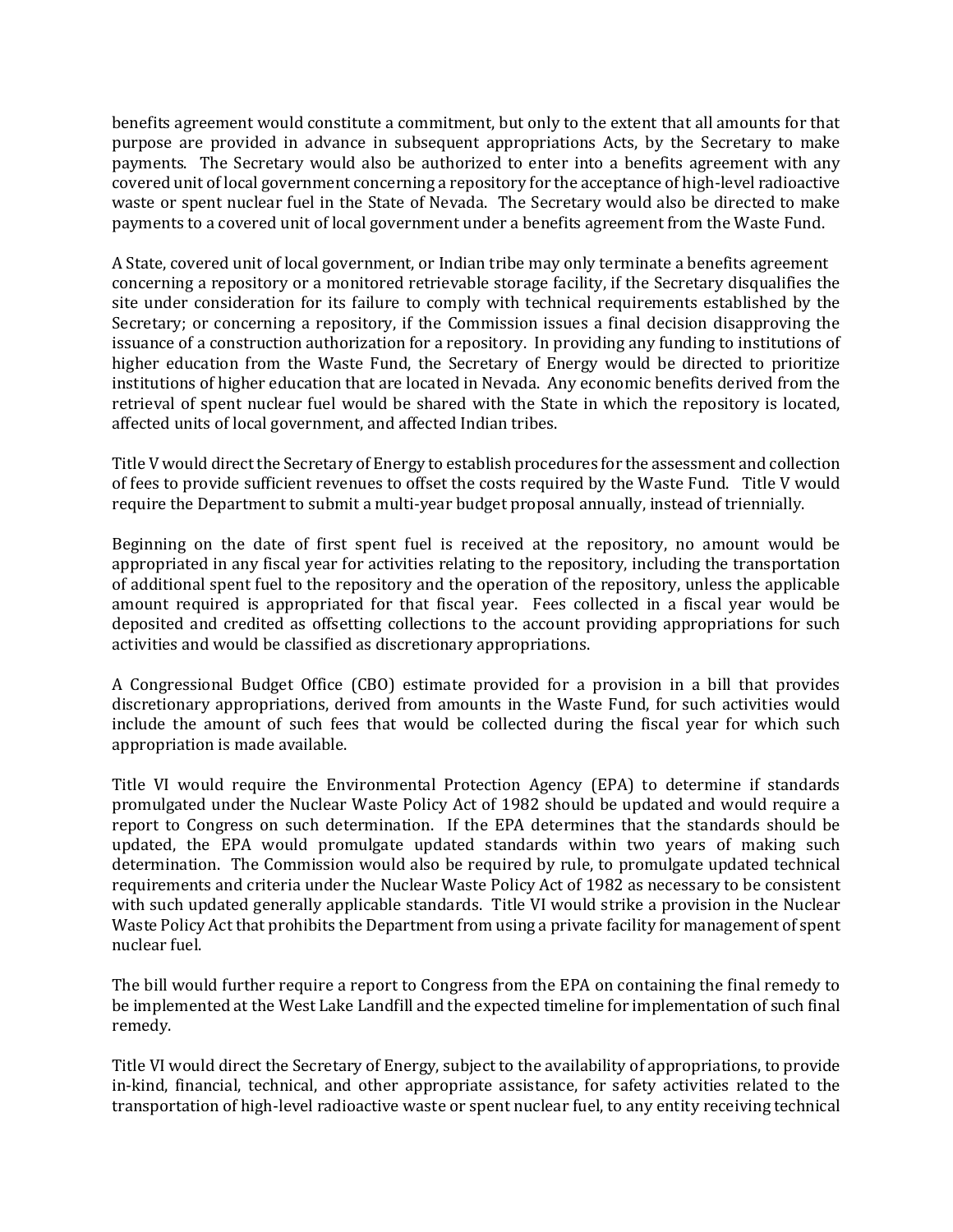benefits agreement would constitute a commitment, but only to the extent that all amounts for that purpose are provided in advance in subsequent appropriations Acts, by the Secretary to make payments. The Secretary would also be authorized to enter into a benefits agreement with any covered unit of local government concerning a repository for the acceptance of high-level radioactive waste or spent nuclear fuel in the State of Nevada. The Secretary would also be directed to make payments to a covered unit of local government under a benefits agreement from the Waste Fund.

A State, covered unit of local government, or Indian tribe may only terminate a benefits agreement concerning a repository or a monitored retrievable storage facility, if the Secretary disqualifies the site under consideration for its failure to comply with technical requirements established by the Secretary; or concerning a repository, if the Commission issues a final decision disapproving the issuance of a construction authorization for a repository. In providing any funding to institutions of higher education from the Waste Fund, the Secretary of Energy would be directed to prioritize institutions of higher education that are located in Nevada. Any economic benefits derived from the retrieval of spent nuclear fuel would be shared with the State in which the repository is located, affected units of local government, and affected Indian tribes.

Title V would direct the Secretary of Energy to establish procedures for the assessment and collection of fees to provide sufficient revenues to offset the costs required by the Waste Fund. Title V would require the Department to submit a multi-year budget proposal annually, instead of triennially.

Beginning on the date of first spent fuel is received at the repository, no amount would be appropriated in any fiscal year for activities relating to the repository, including the transportation of additional spent fuel to the repository and the operation of the repository, unless the applicable amount required is appropriated for that fiscal year. Fees collected in a fiscal year would be deposited and credited as offsetting collections to the account providing appropriations for such activities and would be classified as discretionary appropriations.

A Congressional Budget Office (CBO) estimate provided for a provision in a bill that provides discretionary appropriations, derived from amounts in the Waste Fund, for such activities would include the amount of such fees that would be collected during the fiscal year for which such appropriation is made available.

Title VI would require the Environmental Protection Agency (EPA) to determine if standards promulgated under the Nuclear Waste Policy Act of 1982 should be updated and would require a report to Congress on such determination. If the EPA determines that the standards should be updated, the EPA would promulgate updated standards within two years of making such determination. The Commission would also be required by rule, to promulgate updated technical requirements and criteria under the Nuclear Waste Policy Act of 1982 as necessary to be consistent with such updated generally applicable standards. Title VI would strike a provision in the Nuclear Waste Policy Act that prohibits the Department from using a private facility for management of spent nuclear fuel.

The bill would further require a report to Congress from the EPA on containing the final remedy to be implemented at the West Lake Landfill and the expected timeline for implementation of such final remedy.

Title VI would direct the Secretary of Energy, subject to the availability of appropriations, to provide in-kind, financial, technical, and other appropriate assistance, for safety activities related to the transportation of high-level radioactive waste or spent nuclear fuel, to any entity receiving technical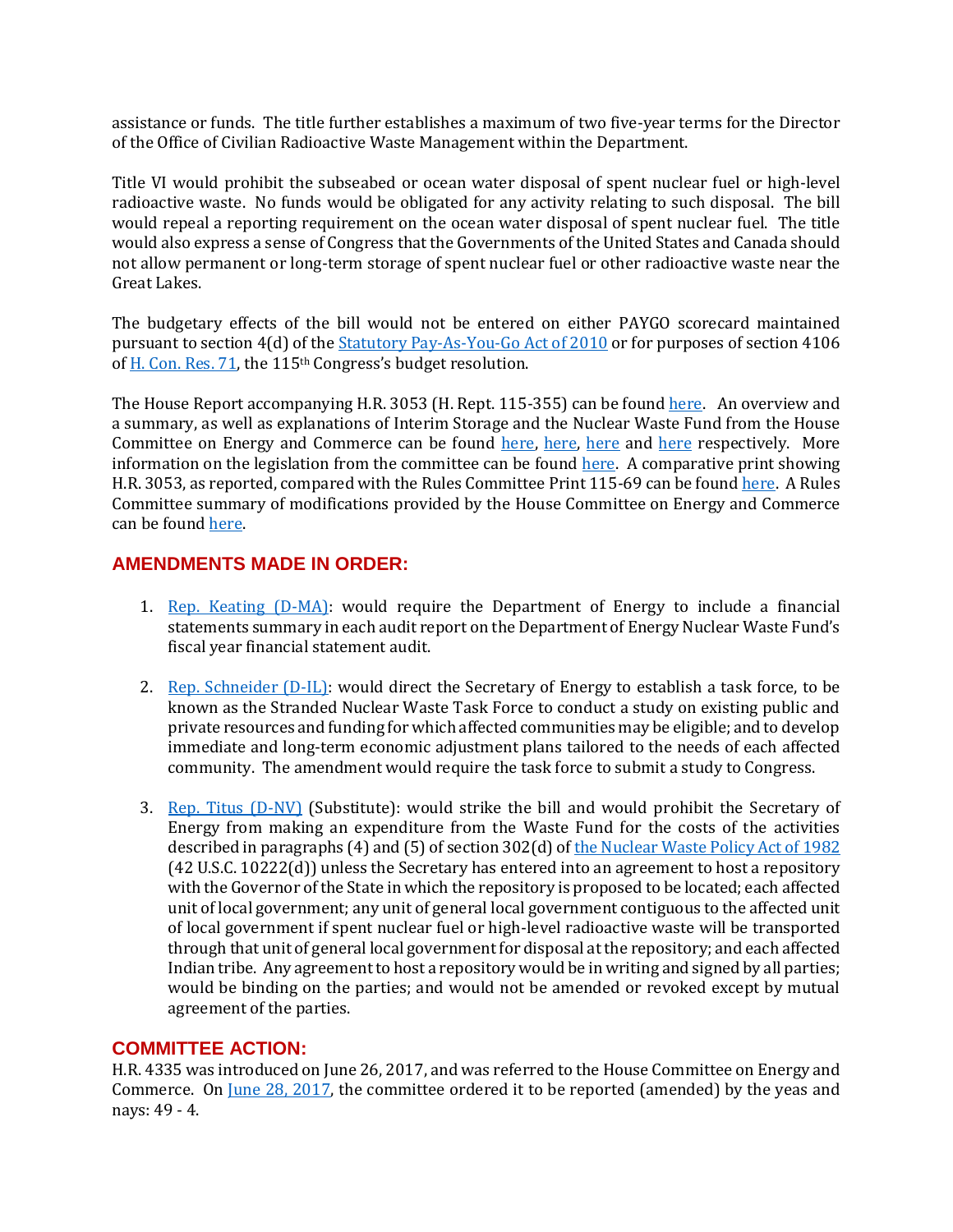assistance or funds. The title further establishes a maximum of two five-year terms for the Director of the Office of Civilian Radioactive Waste Management within the Department.

Title VI would prohibit the subseabed or ocean water disposal of spent nuclear fuel or high-level radioactive waste. No funds would be obligated for any activity relating to such disposal. The bill would repeal a reporting requirement on the ocean water disposal of spent nuclear fuel. The title would also express a sense of Congress that the Governments of the United States and Canada should not allow permanent or long-term storage of spent nuclear fuel or other radioactive waste near the Great Lakes.

The budgetary effects of the bill would not be entered on either PAYGO scorecard maintained pursuant to section 4(d) of the Statutory Pay-As-You-Go Act of 2010 or for purposes of section 4106 of H. Con. Res. 71, the 115th Congress's budget resolution.

The House Report accompanying H.R. 3053 (H. Rept. 115-355) can be found here. An overview and a summary, as well as explanations of Interim Storage and the Nuclear Waste Fund from the House Committee on Energy and Commerce can be found here, here, here and here respectively. More information on the legislation from the committee can be found here. A comparative print showing H.R. 3053, as reported, compared with the Rules Committee Print 115-69 can be found here. A Rules Committee summary of modifications provided by the House Committee on Energy and Commerce can be found here.

## AMENDMENTS MADE IN ORDER:

1. Rep. Keating (D-MA): would require the Department of Energy to include a financial statements summary in each audit report on the Department of Energy Nuclear Waste Fund's fiscal year financial statement audit.

2. Rep. Schneider (D-IL): would direct the Secretary of Energy to establish a task force, to be known as the Stranded Nuclear Waste Task Force to conduct a study on existing public and private resources and funding for which affected communities may be eligible; and to develop immediate and long-term economic adjustment plans tailored to the needs of each affected community. The amendment would require the task force to submit a study to Congress.

3. Rep. Titus (D-NV) (Substitute): would strike the bill and would prohibit the Secretary of Energy from making an expenditure from the Waste Fund for the costs of the activities described in paragraphs (4) and (5) of section 302(d) of the Nuclear Waste Policy Act of 1982 (42 U.S.C. 10222(d)) unless the Secretary has entered into an agreement to host a repository with the Governor of the State in which the repository is proposed to be located; each affected unit of local government; any unit of general local government contiguous to the affected unit of local government if spent nuclear fuel or high-level radioactive waste will be transported through that unit of general local government for disposal at the repository; and each affected Indian tribe. Any agreement to host a repository would be in writing and signed by all parties; would be binding on the parties; and would not be amended or revoked except by mutual agreement of the parties.

## COMMITTEE ACTION:

H.R. 4335 was introduced on June 26, 2017, and was referred to the House Committee on Energy and Commerce. On June 28, 2017, the committee ordered it to be reported (amended) by the yeas and nays: 49 - 4.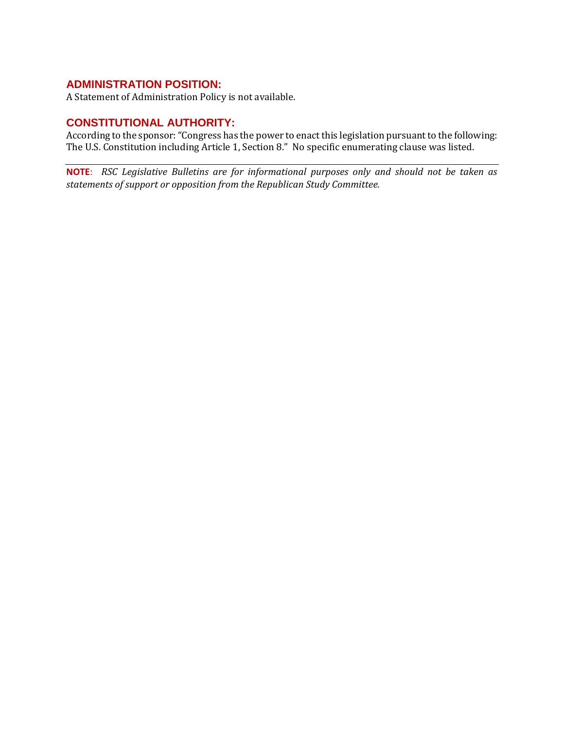## ADMINISTRATION POSITION:

A Statement of Administration Policy is not available.

## CONSTITUTIONAL AUTHORITY:

According to the sponsor: "Congress has the power to enact this legislation pursuant to the following: The U.S. Constitution including Article 1, Section 8." No specific enumerating clause was listed.

---

**NOTE**: *RSC Legislative Bulletins are for informational purposes only and should not be taken as statements of support or opposition from the Republican Study Committee.*